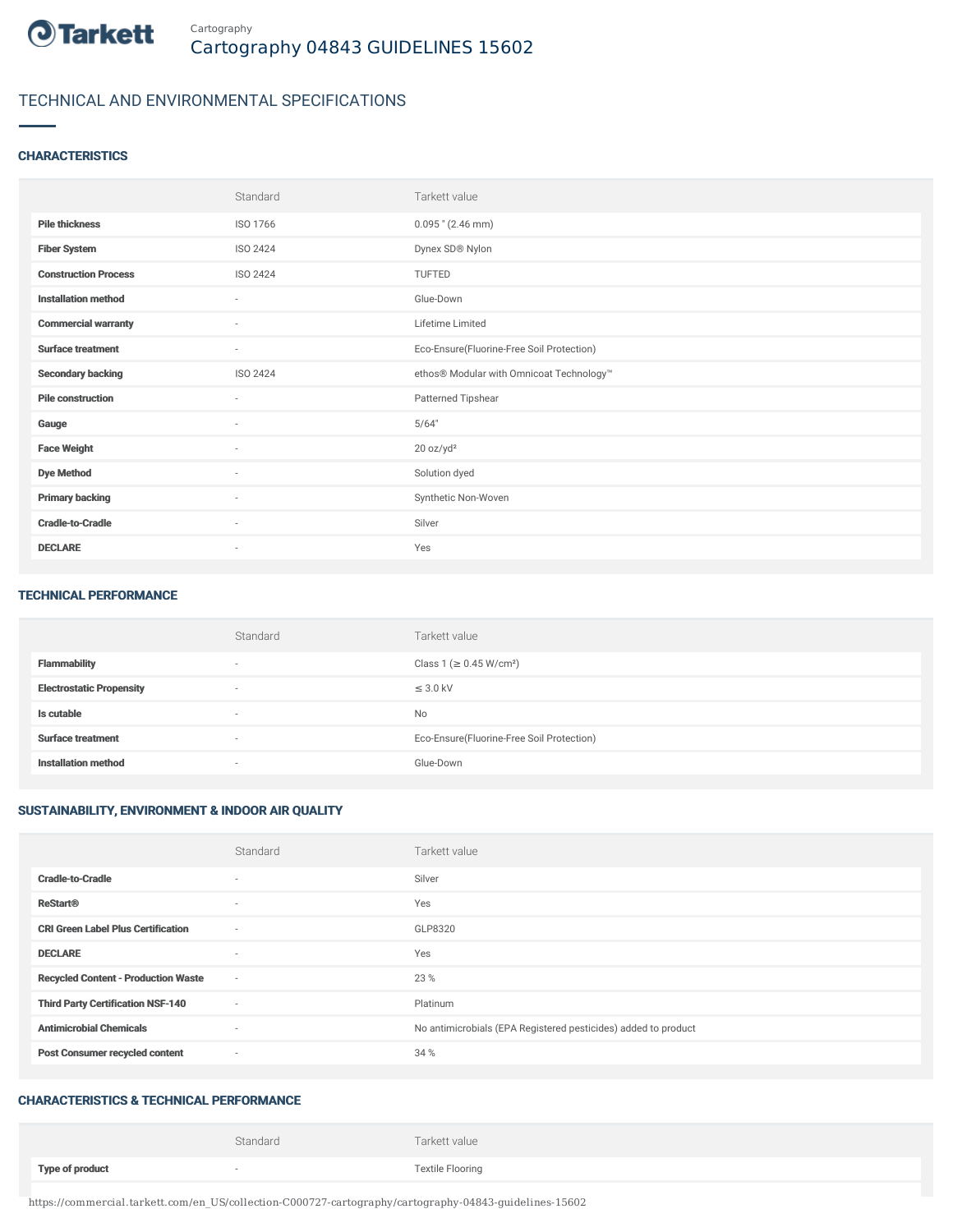Cartography

# Cartography 04843 GUIDELINES 15602

## TECHNICAL AND ENVIRONMENTAL SPECIFICATIONS

### CHARACTERISTICS

| | Standard | Tarkett value |
|---|---|---|
| **Pile thickness** | ISO 1766 | 0.095 " (2.46 mm) |
| **Fiber System** | ISO 2424 | Dynex SD® Nylon |
| **Construction Process** | ISO 2424 | TUFTED |
| **Installation method** | - | Glue-Down |
| **Commercial warranty** | - | Lifetime Limited |
| **Surface treatment** | - | Eco-Ensure(Fluorine-Free Soil Protection) |
| **Secondary backing** | ISO 2424 | ethos® Modular with Omnicoat Technology™ |
| **Pile construction** | - | Patterned Tipshear |
| **Gauge** | - | 5/64" |
| **Face Weight** | - | 20 oz/yd² |
| **Dye Method** | - | Solution dyed |
| **Primary backing** | - | Synthetic Non-Woven |
| **Cradle-to-Cradle** | - | Silver |
| **DECLARE** | - | Yes |

### TECHNICAL PERFORMANCE

| | Standard | Tarkett value |
|---|---|---|
| **Flammability** | - | Class 1 (≥ 0.45 W/cm²) |
| **Electrostatic Propensity** | - | ≤ 3.0 kV |
| **Is cutable** | - | No |
| **Surface treatment** | - | Eco-Ensure(Fluorine-Free Soil Protection) |
| **Installation method** | - | Glue-Down |

### SUSTAINABILITY, ENVIRONMENT & INDOOR AIR QUALITY

| | Standard | Tarkett value |
|---|---|---|
| **Cradle-to-Cradle** | - | Silver |
| **ReStart®** | - | Yes |
| **CRI Green Label Plus Certification** | - | GLP8320 |
| **DECLARE** | - | Yes |
| **Recycled Content - Production Waste** | - | 23 % |
| **Third Party Certification NSF-140** | - | Platinum |
| **Antimicrobial Chemicals** | - | No antimicrobials (EPA Registered pesticides) added to product |
| **Post Consumer recycled content** | - | 34 % |

### CHARACTERISTICS & TECHNICAL PERFORMANCE

| | Standard | Tarkett value |
|---|---|---|
| **Type of product** | - | Textile Flooring |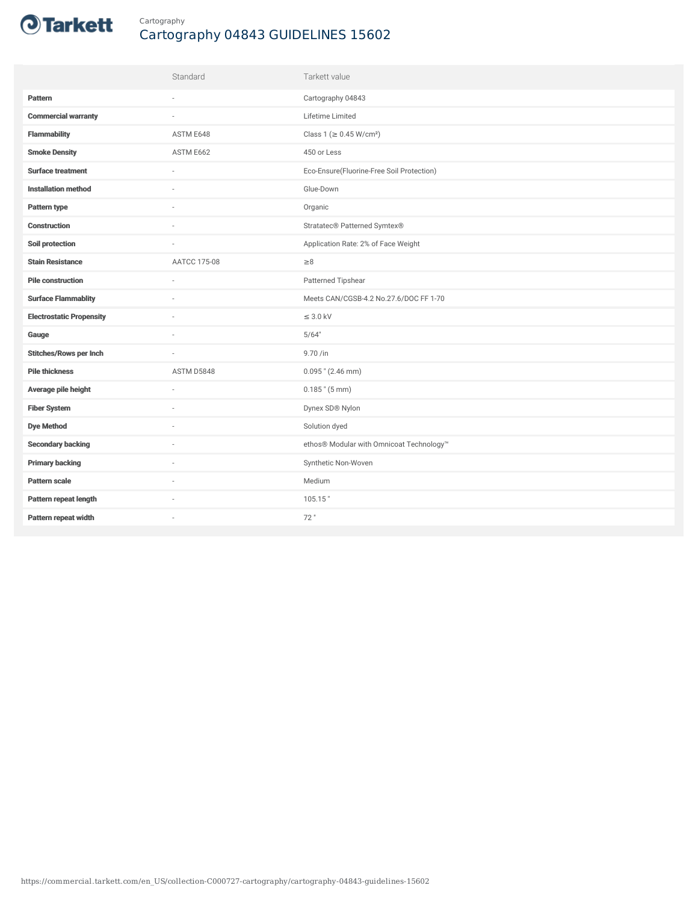Cartography

# Cartography 04843 GUIDELINES 15602

| | Standard | Tarkett value |
|---|---|---|
| **Pattern** | - | Cartography 04843 |
| **Commercial warranty** | - | Lifetime Limited |
| **Flammability** | ASTM E648 | Class 1 (≥ 0.45 W/cm²) |
| **Smoke Density** | ASTM E662 | 450 or Less |
| **Surface treatment** | - | Eco-Ensure(Fluorine-Free Soil Protection) |
| **Installation method** | - | Glue-Down |
| **Pattern type** | - | Organic |
| **Construction** | - | Stratatec® Patterned Symtex® |
| **Soil protection** | - | Application Rate: 2% of Face Weight |
| **Stain Resistance** | AATCC 175-08 | ≥8 |
| **Pile construction** | - | Patterned Tipshear |
| **Surface Flammablity** | - | Meets CAN/CGSB-4.2 No.27.6/DOC FF 1-70 |
| **Electrostatic Propensity** | - | ≤ 3.0 kV |
| **Gauge** | - | 5/64" |
| **Stitches/Rows per Inch** | - | 9.70 /in |
| **Pile thickness** | ASTM D5848 | 0.095 " (2.46 mm) |
| **Average pile height** | - | 0.185 " (5 mm) |
| **Fiber System** | - | Dynex SD® Nylon |
| **Dye Method** | - | Solution dyed |
| **Secondary backing** | - | ethos® Modular with Omnicoat Technology™ |
| **Primary backing** | - | Synthetic Non-Woven |
| **Pattern scale** | - | Medium |
| **Pattern repeat length** | - | 105.15 " |
| **Pattern repeat width** | - | 72 " |